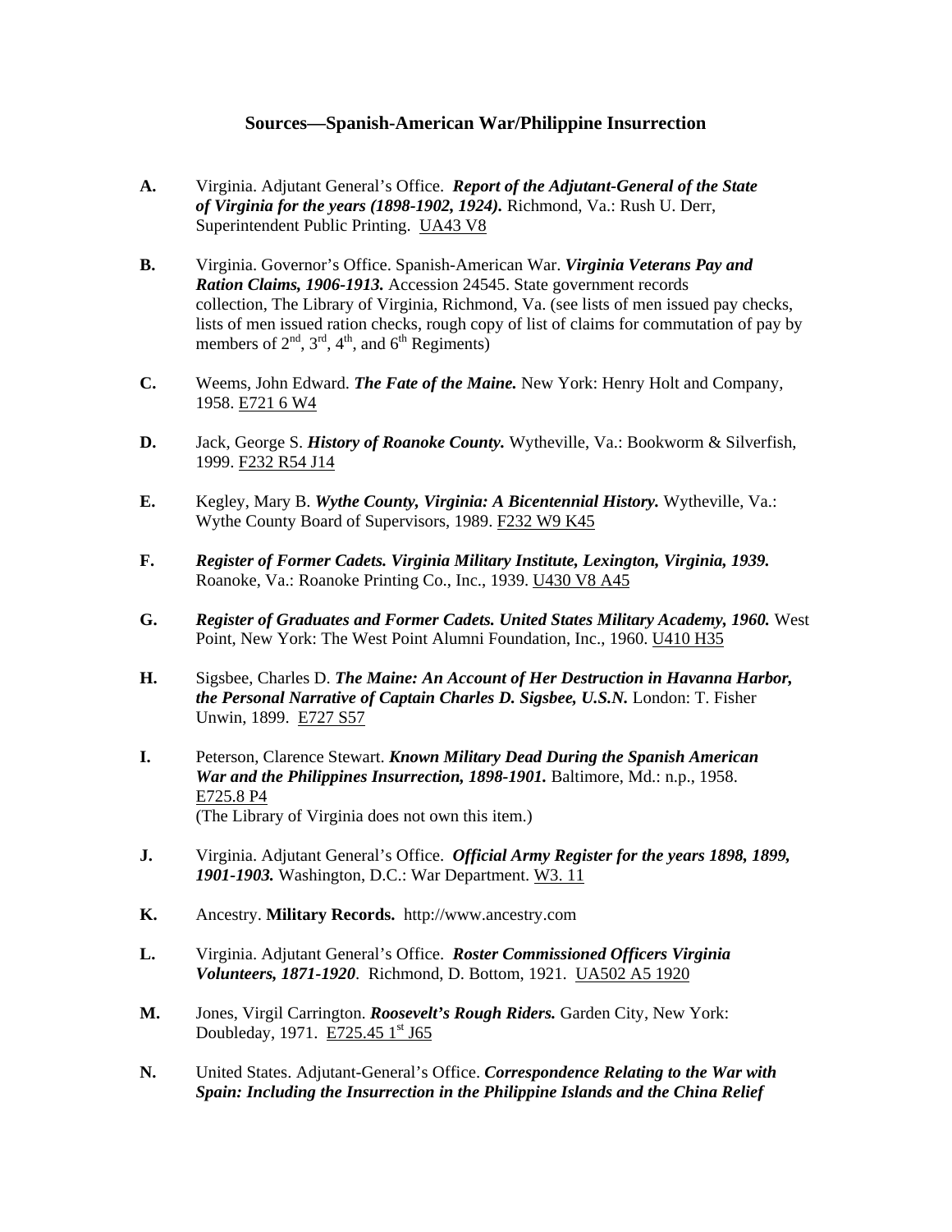## Sources—Spanish-American War/Philippine Insurrection

**A.** Virginia. Adjutant General's Office. ***Report of the Adjutant-General of the State of Virginia for the years (1898-1902, 1924).*** Richmond, Va.: Rush U. Derr, Superintendent Public Printing. UA43 V8

**B.** Virginia. Governor's Office. Spanish-American War. ***Virginia Veterans Pay and Ration Claims, 1906-1913.*** Accession 24545. State government records collection, The Library of Virginia, Richmond, Va. (see lists of men issued pay checks, lists of men issued ration checks, rough copy of list of claims for commutation of pay by members of 2nd, 3rd, 4th, and 6th Regiments)

**C.** Weems, John Edward. ***The Fate of the Maine.*** New York: Henry Holt and Company, 1958. E721 6 W4

**D.** Jack, George S. ***History of Roanoke County.*** Wytheville, Va.: Bookworm & Silverfish, 1999. F232 R54 J14

**E.** Kegley, Mary B. ***Wythe County, Virginia: A Bicentennial History.*** Wytheville, Va.: Wythe County Board of Supervisors, 1989. F232 W9 K45

**F.** ***Register of Former Cadets. Virginia Military Institute, Lexington, Virginia, 1939.*** Roanoke, Va.: Roanoke Printing Co., Inc., 1939. U430 V8 A45

**G.** ***Register of Graduates and Former Cadets. United States Military Academy, 1960.*** West Point, New York: The West Point Alumni Foundation, Inc., 1960. U410 H35

**H.** Sigsbee, Charles D. ***The Maine: An Account of Her Destruction in Havanna Harbor, the Personal Narrative of Captain Charles D. Sigsbee, U.S.N.*** London: T. Fisher Unwin, 1899. E727 S57

**I.** Peterson, Clarence Stewart. ***Known Military Dead During the Spanish American War and the Philippines Insurrection, 1898-1901.*** Baltimore, Md.: n.p., 1958. E725.8 P4
(The Library of Virginia does not own this item.)

**J.** Virginia. Adjutant General's Office. ***Official Army Register for the years 1898, 1899, 1901-1903.*** Washington, D.C.: War Department. W3. 11

**K.** Ancestry. **Military Records.** http://www.ancestry.com

**L.** Virginia. Adjutant General's Office. ***Roster Commissioned Officers Virginia Volunteers, 1871-1920***. Richmond, D. Bottom, 1921. UA502 A5 1920

**M.** Jones, Virgil Carrington. ***Roosevelt's Rough Riders.*** Garden City, New York: Doubleday, 1971. E725.45 1st J65

**N.** United States. Adjutant-General's Office. ***Correspondence Relating to the War with Spain: Including the Insurrection in the Philippine Islands and the China Relief***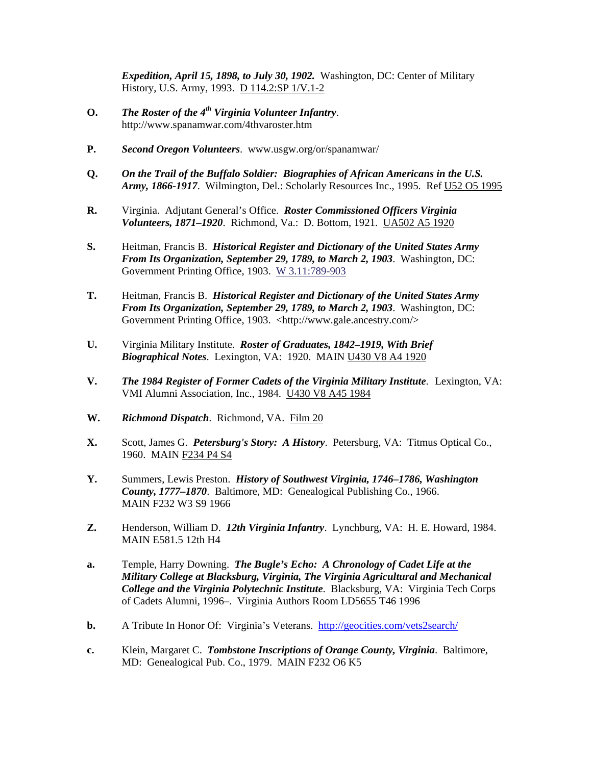***Expedition, April 15, 1898, to July 30, 1902.*** Washington, DC: Center of Military History, U.S. Army, 1993. D 114.2:SP 1/V.1-2

**O.** ***The Roster of the 4th Virginia Volunteer Infantry***. http://www.spanamwar.com/4thvaroster.htm

**P.** ***Second Oregon Volunteers***. www.usgw.org/or/spanamwar/

**Q.** ***On the Trail of the Buffalo Soldier: Biographies of African Americans in the U.S. Army, 1866-1917***. Wilmington, Del.: Scholarly Resources Inc., 1995. Ref U52 O5 1995

**R.** Virginia. Adjutant General's Office. ***Roster Commissioned Officers Virginia Volunteers, 1871–1920***. Richmond, Va.: D. Bottom, 1921. UA502 A5 1920

**S.** Heitman, Francis B. ***Historical Register and Dictionary of the United States Army From Its Organization, September 29, 1789, to March 2, 1903***. Washington, DC: Government Printing Office, 1903. W 3.11:789-903

**T.** Heitman, Francis B. ***Historical Register and Dictionary of the United States Army From Its Organization, September 29, 1789, to March 2, 1903***. Washington, DC: Government Printing Office, 1903. <http://www.gale.ancestry.com/>

**U.** Virginia Military Institute. ***Roster of Graduates, 1842–1919, With Brief Biographical Notes***. Lexington, VA: 1920. MAIN U430 V8 A4 1920

**V.** ***The 1984 Register of Former Cadets of the Virginia Military Institute***. Lexington, VA: VMI Alumni Association, Inc., 1984. U430 V8 A45 1984

**W.** ***Richmond Dispatch***. Richmond, VA. Film 20

**X.** Scott, James G. ***Petersburg's Story: A History***. Petersburg, VA: Titmus Optical Co., 1960. MAIN F234 P4 S4

**Y.** Summers, Lewis Preston. ***History of Southwest Virginia, 1746–1786, Washington County, 1777–1870***. Baltimore, MD: Genealogical Publishing Co., 1966. MAIN F232 W3 S9 1966

**Z.** Henderson, William D. ***12th Virginia Infantry***. Lynchburg, VA: H. E. Howard, 1984. MAIN E581.5 12th H4

**a.** Temple, Harry Downing. ***The Bugle's Echo: A Chronology of Cadet Life at the Military College at Blacksburg, Virginia, The Virginia Agricultural and Mechanical College and the Virginia Polytechnic Institute***. Blacksburg, VA: Virginia Tech Corps of Cadets Alumni, 1996–. Virginia Authors Room LD5655 T46 1996

**b.** A Tribute In Honor Of: Virginia's Veterans. http://geocities.com/vets2search/

**c.** Klein, Margaret C. ***Tombstone Inscriptions of Orange County, Virginia***. Baltimore, MD: Genealogical Pub. Co., 1979. MAIN F232 O6 K5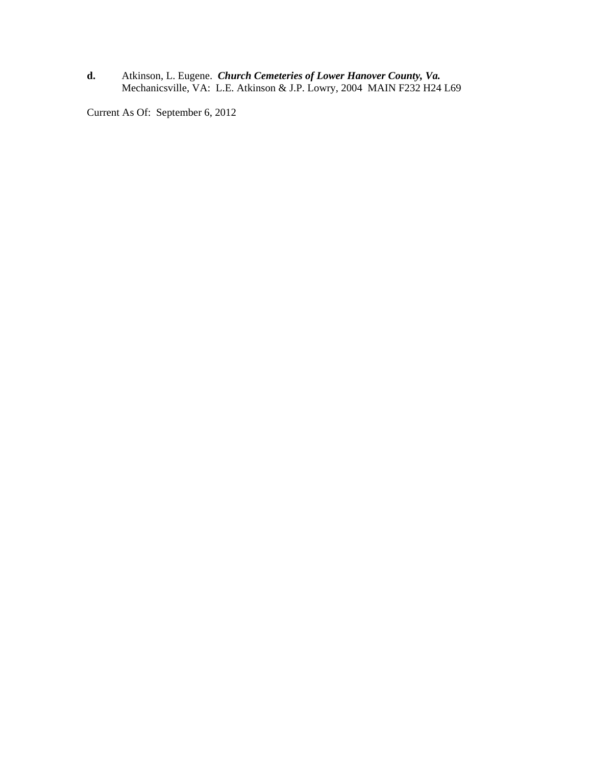**d.** Atkinson, L. Eugene. ***Church Cemeteries of Lower Hanover County, Va.*** Mechanicsville, VA: L.E. Atkinson & J.P. Lowry, 2004 MAIN F232 H24 L69

Current As Of: September 6, 2012